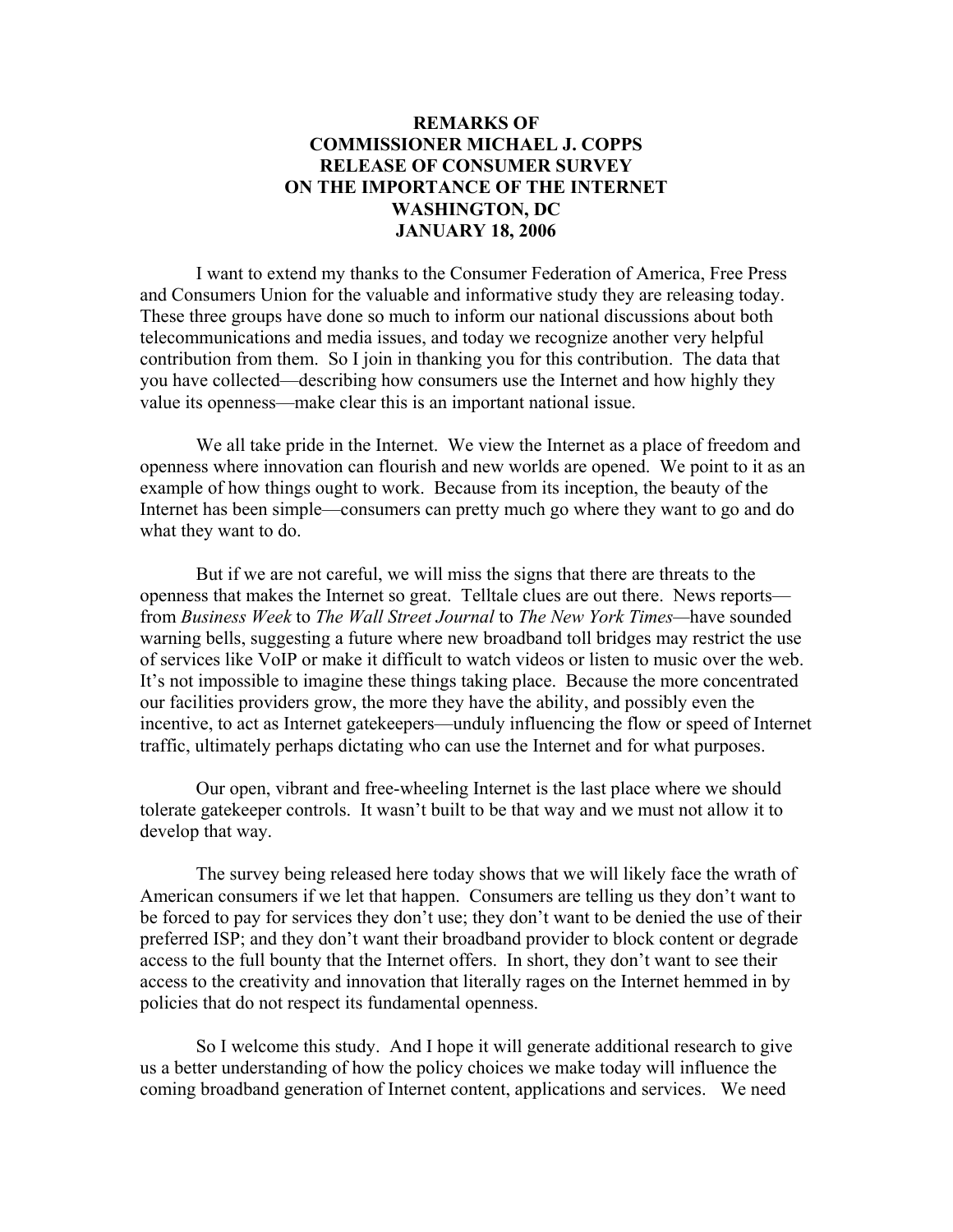**REMARKS OF**
**COMMISSIONER MICHAEL J. COPPS**
**RELEASE OF CONSUMER SURVEY**
**ON THE IMPORTANCE OF THE INTERNET**
**WASHINGTON, DC**
**JANUARY 18, 2006**

I want to extend my thanks to the Consumer Federation of America, Free Press and Consumers Union for the valuable and informative study they are releasing today. These three groups have done so much to inform our national discussions about both telecommunications and media issues, and today we recognize another very helpful contribution from them. So I join in thanking you for this contribution. The data that you have collected—describing how consumers use the Internet and how highly they value its openness—make clear this is an important national issue.

We all take pride in the Internet. We view the Internet as a place of freedom and openness where innovation can flourish and new worlds are opened. We point to it as an example of how things ought to work. Because from its inception, the beauty of the Internet has been simple—consumers can pretty much go where they want to go and do what they want to do.

But if we are not careful, we will miss the signs that there are threats to the openness that makes the Internet so great. Telltale clues are out there. News reports—from *Business Week* to *The Wall Street Journal* to *The New York Times*—have sounded warning bells, suggesting a future where new broadband toll bridges may restrict the use of services like VoIP or make it difficult to watch videos or listen to music over the web. It's not impossible to imagine these things taking place. Because the more concentrated our facilities providers grow, the more they have the ability, and possibly even the incentive, to act as Internet gatekeepers—unduly influencing the flow or speed of Internet traffic, ultimately perhaps dictating who can use the Internet and for what purposes.

Our open, vibrant and free-wheeling Internet is the last place where we should tolerate gatekeeper controls. It wasn't built to be that way and we must not allow it to develop that way.

The survey being released here today shows that we will likely face the wrath of American consumers if we let that happen. Consumers are telling us they don't want to be forced to pay for services they don't use; they don't want to be denied the use of their preferred ISP; and they don't want their broadband provider to block content or degrade access to the full bounty that the Internet offers. In short, they don't want to see their access to the creativity and innovation that literally rages on the Internet hemmed in by policies that do not respect its fundamental openness.

So I welcome this study. And I hope it will generate additional research to give us a better understanding of how the policy choices we make today will influence the coming broadband generation of Internet content, applications and services. We need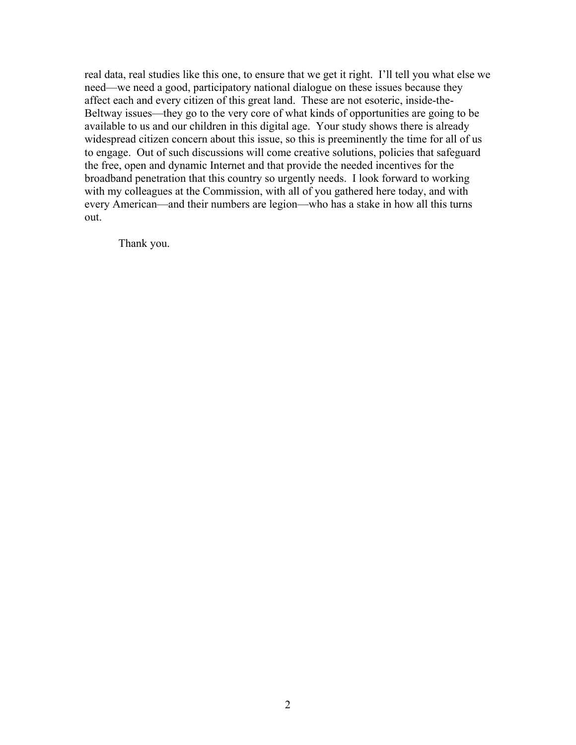real data, real studies like this one, to ensure that we get it right. I'll tell you what else we need—we need a good, participatory national dialogue on these issues because they affect each and every citizen of this great land. These are not esoteric, inside-the-Beltway issues—they go to the very core of what kinds of opportunities are going to be available to us and our children in this digital age. Your study shows there is already widespread citizen concern about this issue, so this is preeminently the time for all of us to engage. Out of such discussions will come creative solutions, policies that safeguard the free, open and dynamic Internet and that provide the needed incentives for the broadband penetration that this country so urgently needs. I look forward to working with my colleagues at the Commission, with all of you gathered here today, and with every American—and their numbers are legion—who has a stake in how all this turns out.

Thank you.